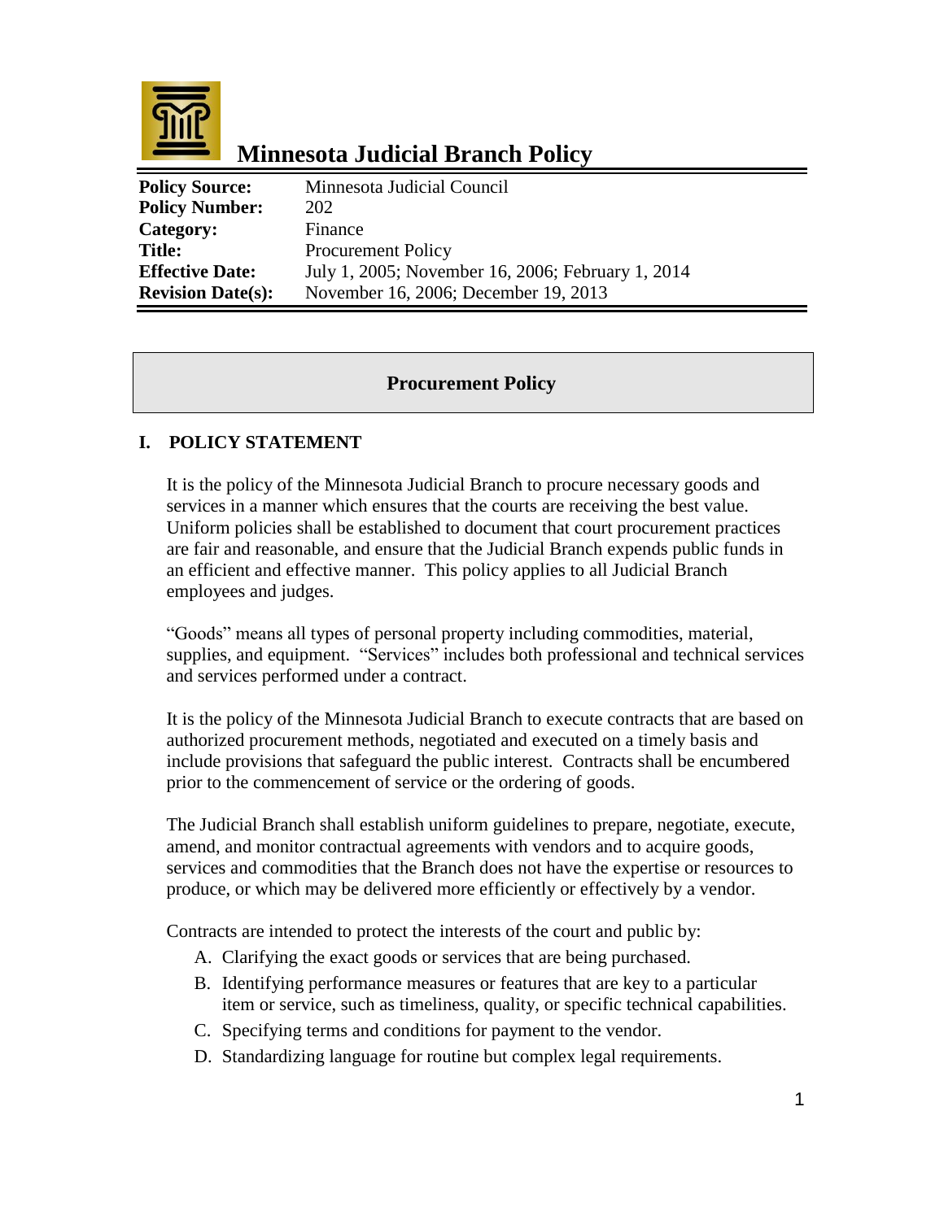# Minnesota Judicial Branch Policy

| | |
|---|---|
| **Policy Source:** | Minnesota Judicial Council |
| **Policy Number:** | 202 |
| **Category:** | Finance |
| **Title:** | Procurement Policy |
| **Effective Date:** | July 1, 2005; November 16, 2006; February 1, 2014 |
| **Revision Date(s):** | November 16, 2006; December 19, 2013 |

## Procurement Policy

### I. POLICY STATEMENT

It is the policy of the Minnesota Judicial Branch to procure necessary goods and services in a manner which ensures that the courts are receiving the best value. Uniform policies shall be established to document that court procurement practices are fair and reasonable, and ensure that the Judicial Branch expends public funds in an efficient and effective manner. This policy applies to all Judicial Branch employees and judges.

"Goods" means all types of personal property including commodities, material, supplies, and equipment. "Services" includes both professional and technical services and services performed under a contract.

It is the policy of the Minnesota Judicial Branch to execute contracts that are based on authorized procurement methods, negotiated and executed on a timely basis and include provisions that safeguard the public interest. Contracts shall be encumbered prior to the commencement of service or the ordering of goods.

The Judicial Branch shall establish uniform guidelines to prepare, negotiate, execute, amend, and monitor contractual agreements with vendors and to acquire goods, services and commodities that the Branch does not have the expertise or resources to produce, or which may be delivered more efficiently or effectively by a vendor.

Contracts are intended to protect the interests of the court and public by:

A. Clarifying the exact goods or services that are being purchased.
B. Identifying performance measures or features that are key to a particular item or service, such as timeliness, quality, or specific technical capabilities.
C. Specifying terms and conditions for payment to the vendor.
D. Standardizing language for routine but complex legal requirements.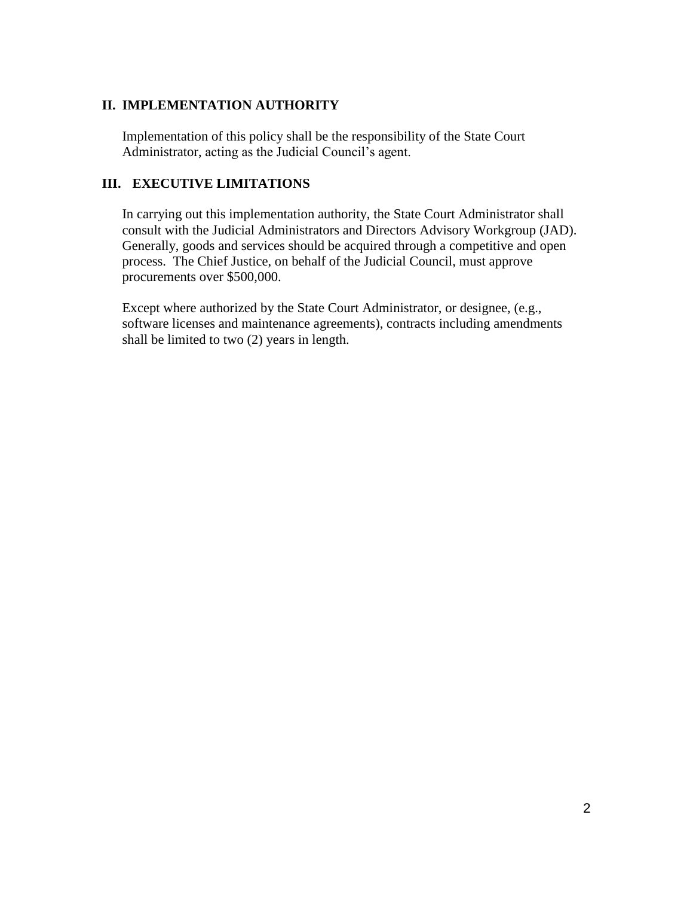## II. IMPLEMENTATION AUTHORITY

Implementation of this policy shall be the responsibility of the State Court Administrator, acting as the Judicial Council's agent.

## III. EXECUTIVE LIMITATIONS

In carrying out this implementation authority, the State Court Administrator shall consult with the Judicial Administrators and Directors Advisory Workgroup (JAD). Generally, goods and services should be acquired through a competitive and open process. The Chief Justice, on behalf of the Judicial Council, must approve procurements over $500,000.

Except where authorized by the State Court Administrator, or designee, (e.g., software licenses and maintenance agreements), contracts including amendments shall be limited to two (2) years in length.